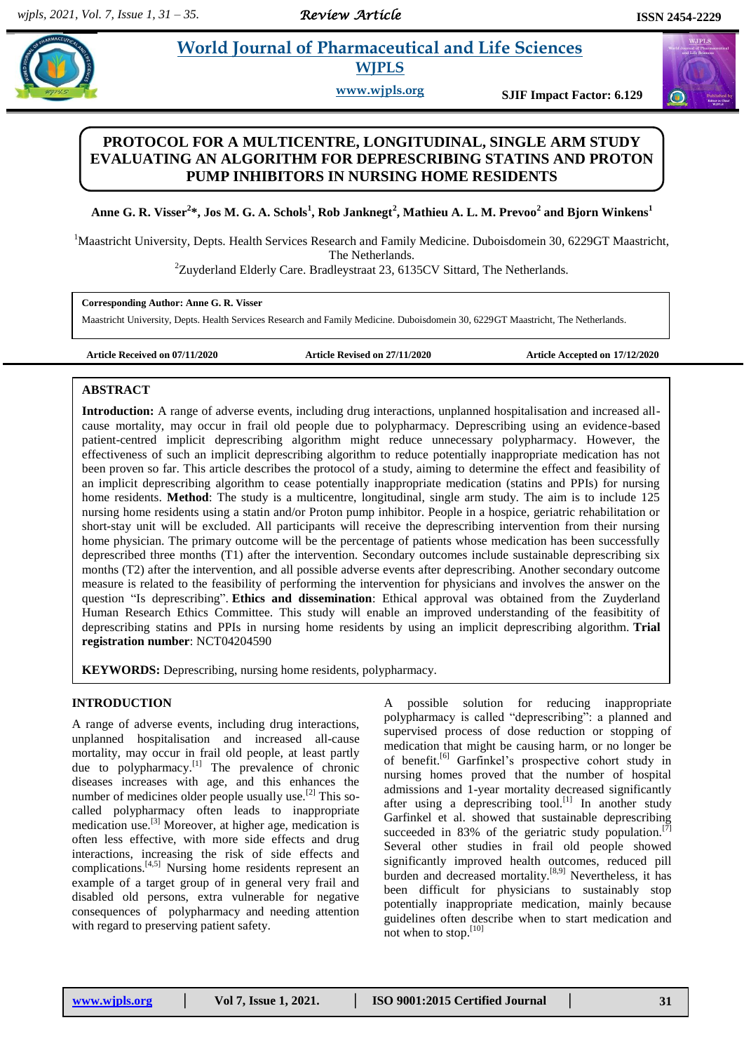# PROTOCOL FOR A MULTICENTRE, LONGITUDINAL, SINGLE ARM STUDY EVALUATING AN ALGORITHM FOR DEPRESCRIBING STATINS AND PROTON PUMP INHIBITORS IN NURSING HOME RESIDENTS

**Anne G. R. Visser[2]\*, Jos M. G. A. Schols[1], Rob Janknegt[2], Mathieu A. L. M. Prevoo[2] and Bjorn Winkens[1]**

[1]Maastricht University, Depts. Health Services Research and Family Medicine. Duboisdomein 30, 6229GT Maastricht, The Netherlands.

[2]Zuyderland Elderly Care. Bradleystraat 23, 6135CV Sittard, The Netherlands.

**Corresponding Author: Anne G. R. Visser**
Maastricht University, Depts. Health Services Research and Family Medicine. Duboisdomein 30, 6229GT Maastricht, The Netherlands.

**Article Received on 07/11/2020** **Article Revised on 27/11/2020** **Article Accepted on 17/12/2020**

## ABSTRACT

**Introduction:** A range of adverse events, including drug interactions, unplanned hospitalisation and increased all-cause mortality, may occur in frail old people due to polypharmacy. Deprescribing using an evidence-based patient-centred implicit deprescribing algorithm might reduce unnecessary polypharmacy. However, the effectiveness of such an implicit deprescribing algorithm to reduce potentially inappropriate medication has not been proven so far. This article describes the protocol of a study, aiming to determine the effect and feasibility of an implicit deprescribing algorithm to cease potentially inappropriate medication (statins and PPIs) for nursing home residents. **Method**: The study is a multicentre, longitudinal, single arm study. The aim is to include 125 nursing home residents using a statin and/or Proton pump inhibitor. People in a hospice, geriatric rehabilitation or short-stay unit will be excluded. All participants will receive the deprescribing intervention from their nursing home physician. The primary outcome will be the percentage of patients whose medication has been successfully deprescribed three months (T1) after the intervention. Secondary outcomes include sustainable deprescribing six months (T2) after the intervention, and all possible adverse events after deprescribing. Another secondary outcome measure is related to the feasibility of performing the intervention for physicians and involves the answer on the question "Is deprescribing". **Ethics and dissemination**: Ethical approval was obtained from the Zuyderland Human Research Ethics Committee. This study will enable an improved understanding of the feasibility of deprescribing statins and PPIs in nursing home residents by using an implicit deprescribing algorithm. **Trial registration number**: NCT04204590

**KEYWORDS:** Deprescribing, nursing home residents, polypharmacy.

## INTRODUCTION

A range of adverse events, including drug interactions, unplanned hospitalisation and increased all-cause mortality, may occur in frail old people, at least partly due to polypharmacy.[1] The prevalence of chronic diseases increases with age, and this enhances the number of medicines older people usually use.[2] This so-called polypharmacy often leads to inappropriate medication use.[3] Moreover, at higher age, medication is often less effective, with more side effects and drug interactions, increasing the risk of side effects and complications.[4,5] Nursing home residents represent an example of a target group of in general very frail and disabled old persons, extra vulnerable for negative consequences of polypharmacy and needing attention with regard to preserving patient safety.

A possible solution for reducing inappropriate polypharmacy is called "deprescribing": a planned and supervised process of dose reduction or stopping of medication that might be causing harm, or no longer be of benefit.[6] Garfinkel's prospective cohort study in nursing homes proved that the number of hospital admissions and 1-year mortality decreased significantly after using a deprescribing tool.[1] In another study Garfinkel et al. showed that sustainable deprescribing succeeded in 83% of the geriatric study population.[7] Several other studies in frail old people showed significantly improved health outcomes, reduced pill burden and decreased mortality.[8,9] Nevertheless, it has been difficult for physicians to sustainably stop potentially inappropriate medication, mainly because guidelines often describe when to start medication and not when to stop.[10]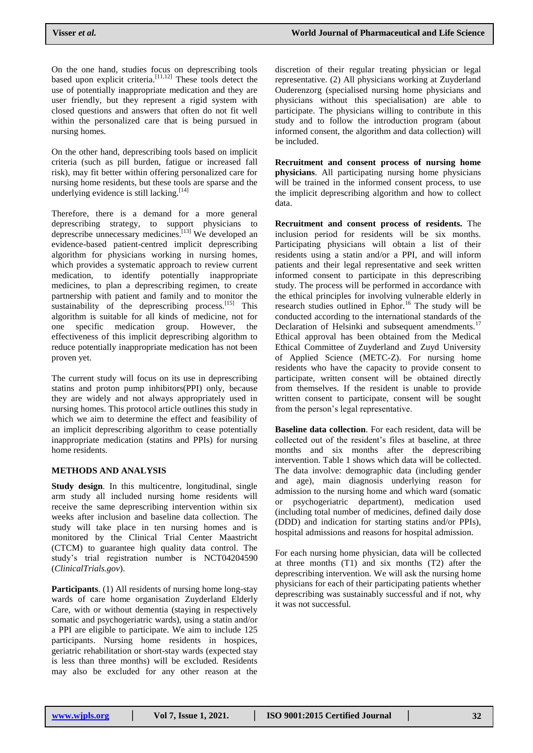On the one hand, studies focus on deprescribing tools based upon explicit criteria.[11,12] These tools detect the use of potentially inappropriate medication and they are user friendly, but they represent a rigid system with closed questions and answers that often do not fit well within the personalized care that is being pursued in nursing homes.

On the other hand, deprescribing tools based on implicit criteria (such as pill burden, fatigue or increased fall risk), may fit better within offering personalized care for nursing home residents, but these tools are sparse and the underlying evidence is still lacking.[14]

Therefore, there is a demand for a more general deprescribing strategy, to support physicians to deprescribe unnecessary medicines.[13] We developed an evidence-based patient-centred implicit deprescribing algorithm for physicians working in nursing homes, which provides a systematic approach to review current medication, to identify potentially inappropriate medicines, to plan a deprescribing regimen, to create partnership with patient and family and to monitor the sustainability of the deprescribing process.[15] This algorithm is suitable for all kinds of medicine, not for one specific medication group. However, the effectiveness of this implicit deprescribing algorithm to reduce potentially inappropriate medication has not been proven yet.

The current study will focus on its use in deprescribing statins and proton pump inhibitors(PPI) only, because they are widely used and not always appropriately used in nursing homes. This protocol article outlines this study in which we aim to determine the effect and feasibility of an implicit deprescribing algorithm to cease potentially inappropriate medication (statins and PPIs) for nursing home residents.

## METHODS AND ANALYSIS

**Study design**. In this multicentre, longitudinal, single arm study all included nursing home residents will receive the same deprescribing intervention within six weeks after inclusion and baseline data collection. The study will take place in ten nursing homes and is monitored by the Clinical Trial Center Maastricht (CTCM) to guarantee high quality data control. The study's trial registration number is NCT04204590 (*ClinicalTrials.gov*).

**Participants**. (1) All residents of nursing home long-stay wards of care home organisation Zuyderland Elderly Care, with or without dementia (staying in respectively somatic and psychogeriatric wards), using a statin and/or a PPI are eligible to participate. We aim to include 125 participants. Nursing home residents in hospices, geriatric rehabilitation or short-stay wards (expected stay is less than three months) will be excluded. Residents may also be excluded for any other reason at the discretion of their regular treating physician or legal representative. (2) All physicians working at Zuyderland Ouderenzorg (specialised nursing home physicians and physicians without this specialisation) are able to participate. The physicians willing to contribute in this study and to follow the introduction program (about informed consent, the algorithm and data collection) will be included.

**Recruitment and consent process of nursing home physicians**. All participating nursing home physicians will be trained in the informed consent process, to use the implicit deprescribing algorithm and how to collect data.

**Recruitment and consent process of residents.** The inclusion period for residents will be six months. Participating physicians will obtain a list of their residents using a statin and/or a PPI, and will inform patients and their legal representative and seek written informed consent to participate in this deprescribing study. The process will be performed in accordance with the ethical principles for involving vulnerable elderly in research studies outlined in Ephor.[16] The study will be conducted according to the international standards of the Declaration of Helsinki and subsequent amendments.[17] Ethical approval has been obtained from the Medical Ethical Committee of Zuyderland and Zuyd University of Applied Science (METC-Z). For nursing home residents who have the capacity to provide consent to participate, written consent will be obtained directly from themselves. If the resident is unable to provide written consent to participate, consent will be sought from the person's legal representative.

**Baseline data collection**. For each resident, data will be collected out of the resident's files at baseline, at three months and six months after the deprescribing intervention. Table 1 shows which data will be collected. The data involve: demographic data (including gender and age), main diagnosis underlying reason for admission to the nursing home and which ward (somatic or psychogeriatric department), medication used (including total number of medicines, defined daily dose (DDD) and indication for starting statins and/or PPIs), hospital admissions and reasons for hospital admission.

For each nursing home physician, data will be collected at three months (T1) and six months (T2) after the deprescribing intervention. We will ask the nursing home physicians for each of their participating patients whether deprescribing was sustainably successful and if not, why it was not successful.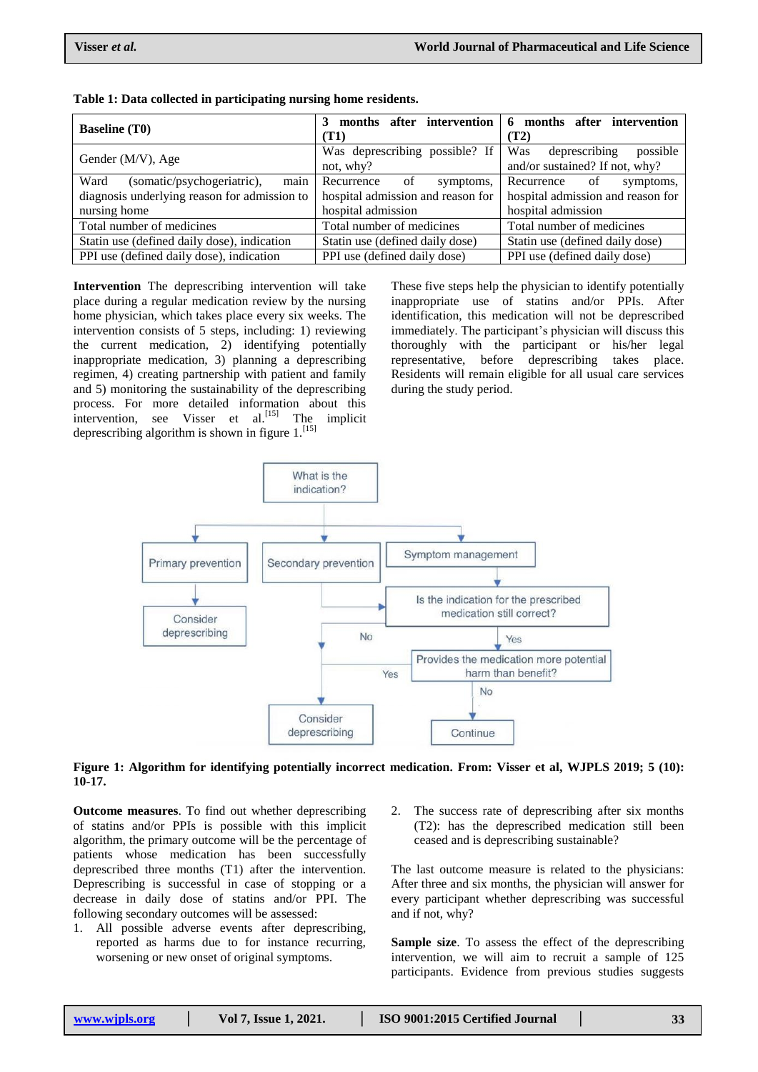**Table 1: Data collected in participating nursing home residents.**

| Baseline (T0) | 3 months after intervention (T1) | 6 months after intervention (T2) |
|---|---|---|
| Gender (M/V), Age | Was deprescribing possible? If not, why? | Was deprescribing possible and/or sustained? If not, why? |
| Ward (somatic/psychogeriatric), main diagnosis underlying reason for admission to nursing home | Recurrence of symptoms, hospital admission and reason for hospital admission | Recurrence of symptoms, hospital admission and reason for hospital admission |
| Total number of medicines | Total number of medicines | Total number of medicines |
| Statin use (defined daily dose), indication | Statin use (defined daily dose) | Statin use (defined daily dose) |
| PPI use (defined daily dose), indication | PPI use (defined daily dose) | PPI use (defined daily dose) |

**Intervention** The deprescribing intervention will take place during a regular medication review by the nursing home physician, which takes place every six weeks. The intervention consists of 5 steps, including: 1) reviewing the current medication, 2) identifying potentially inappropriate medication, 3) planning a deprescribing regimen, 4) creating partnership with patient and family and 5) monitoring the sustainability of the deprescribing process. For more detailed information about this intervention, see Visser et al.[15] The implicit deprescribing algorithm is shown in figure 1.[15]

These five steps help the physician to identify potentially inappropriate use of statins and/or PPIs. After identification, this medication will not be deprescribed immediately. The participant's physician will discuss this thoroughly with the participant or his/her legal representative, before deprescribing takes place. Residents will remain eligible for all usual care services during the study period.

**Figure 1: Algorithm for identifying potentially incorrect medication. From: Visser et al, WJPLS 2019; 5 (10): 10-17.**

**Outcome measures**. To find out whether deprescribing of statins and/or PPIs is possible with this implicit algorithm, the primary outcome will be the percentage of patients whose medication has been successfully deprescribed three months (T1) after the intervention. Deprescribing is successful in case of stopping or a decrease in daily dose of statins and/or PPI. The following secondary outcomes will be assessed:

1. All possible adverse events after deprescribing, reported as harms due to for instance recurring, worsening or new onset of original symptoms.
2. The success rate of deprescribing after six months (T2): has the deprescribed medication still been ceased and is deprescribing sustainable?

The last outcome measure is related to the physicians: After three and six months, the physician will answer for every participant whether deprescribing was successful and if not, why?

**Sample size**. To assess the effect of the deprescribing intervention, we will aim to recruit a sample of 125 participants. Evidence from previous studies suggests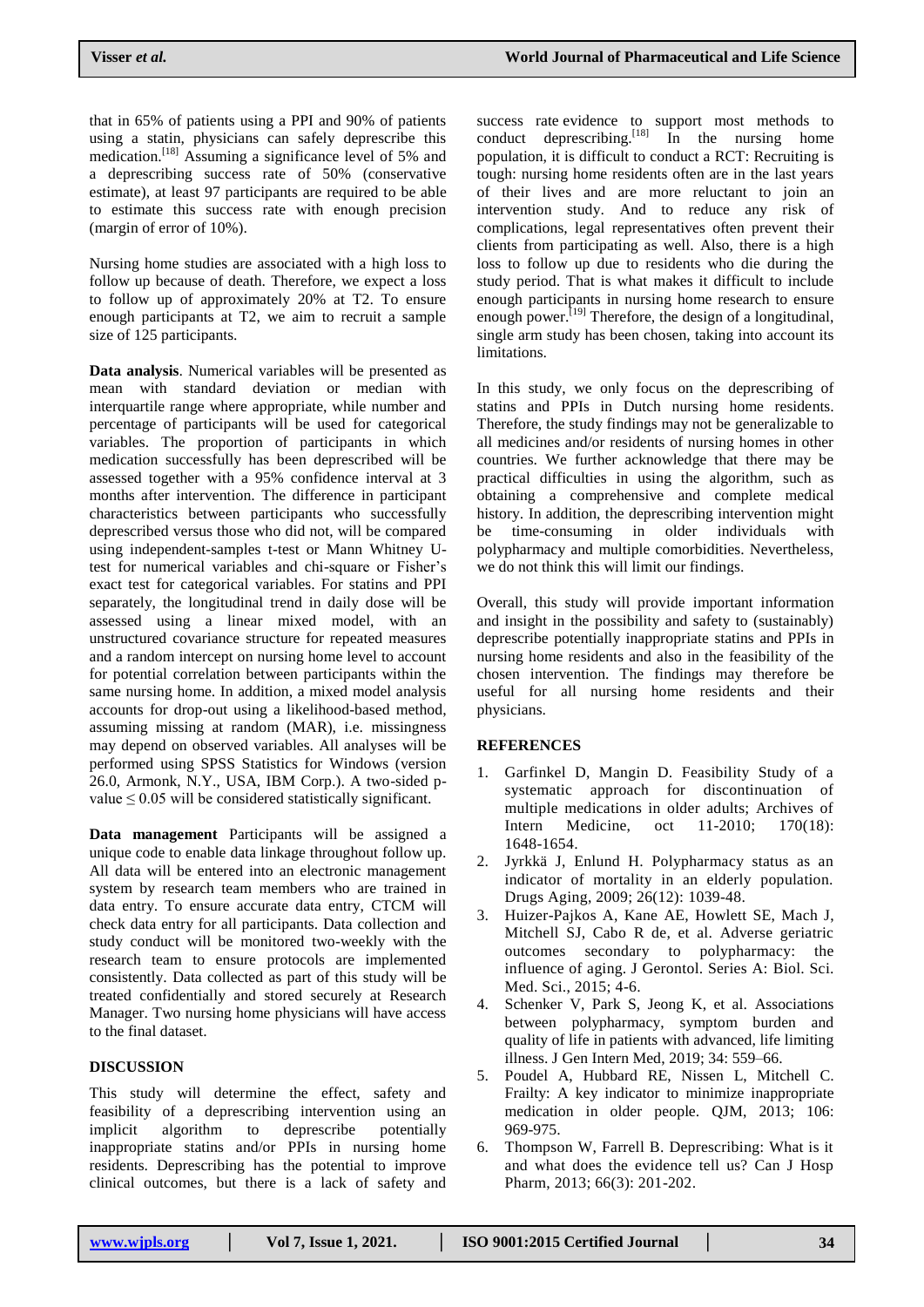that in 65% of patients using a PPI and 90% of patients using a statin, physicians can safely deprescribe this medication.[18] Assuming a significance level of 5% and a deprescribing success rate of 50% (conservative estimate), at least 97 participants are required to be able to estimate this success rate with enough precision (margin of error of 10%).

Nursing home studies are associated with a high loss to follow up because of death. Therefore, we expect a loss to follow up of approximately 20% at T2. To ensure enough participants at T2, we aim to recruit a sample size of 125 participants.

**Data analysis**. Numerical variables will be presented as mean with standard deviation or median with interquartile range where appropriate, while number and percentage of participants will be used for categorical variables. The proportion of participants in which medication successfully has been deprescribed will be assessed together with a 95% confidence interval at 3 months after intervention. The difference in participant characteristics between participants who successfully deprescribed versus those who did not, will be compared using independent-samples t-test or Mann Whitney U-test for numerical variables and chi-square or Fisher's exact test for categorical variables. For statins and PPI separately, the longitudinal trend in daily dose will be assessed using a linear mixed model, with an unstructured covariance structure for repeated measures and a random intercept on nursing home level to account for potential correlation between participants within the same nursing home. In addition, a mixed model analysis accounts for drop-out using a likelihood-based method, assuming missing at random (MAR), i.e. missingness may depend on observed variables. All analyses will be performed using SPSS Statistics for Windows (version 26.0, Armonk, N.Y., USA, IBM Corp.). A two-sided p-value $\leq 0.05$ will be considered statistically significant.

**Data management** Participants will be assigned a unique code to enable data linkage throughout follow up. All data will be entered into an electronic management system by research team members who are trained in data entry. To ensure accurate data entry, CTCM will check data entry for all participants. Data collection and study conduct will be monitored two-weekly with the research team to ensure protocols are implemented consistently. Data collected as part of this study will be treated confidentially and stored securely at Research Manager. Two nursing home physicians will have access to the final dataset.

## DISCUSSION

This study will determine the effect, safety and feasibility of a deprescribing intervention using an implicit algorithm to deprescribe potentially inappropriate statins and/or PPIs in nursing home residents. Deprescribing has the potential to improve clinical outcomes, but there is a lack of safety and success rate evidence to support most methods to conduct deprescribing.[18] In the nursing home population, it is difficult to conduct a RCT: Recruiting is tough: nursing home residents often are in the last years of their lives and are more reluctant to join an intervention study. And to reduce any risk of complications, legal representatives often prevent their clients from participating as well. Also, there is a high loss to follow up due to residents who die during the study period. That is what makes it difficult to include enough participants in nursing home research to ensure enough power.[19] Therefore, the design of a longitudinal, single arm study has been chosen, taking into account its limitations.

In this study, we only focus on the deprescribing of statins and PPIs in Dutch nursing home residents. Therefore, the study findings may not be generalizable to all medicines and/or residents of nursing homes in other countries. We further acknowledge that there may be practical difficulties in using the algorithm, such as obtaining a comprehensive and complete medical history. In addition, the deprescribing intervention might be time-consuming in older individuals with polypharmacy and multiple comorbidities. Nevertheless, we do not think this will limit our findings.

Overall, this study will provide important information and insight in the possibility and safety to (sustainably) deprescribe potentially inappropriate statins and PPIs in nursing home residents and also in the feasibility of the chosen intervention. The findings may therefore be useful for all nursing home residents and their physicians.

## REFERENCES

1. Garfinkel D, Mangin D. Feasibility Study of a systematic approach for discontinuation of multiple medications in older adults; Archives of Intern Medicine, oct 11-2010; 170(18): 1648-1654.
2. Jyrkkä J, Enlund H. Polypharmacy status as an indicator of mortality in an elderly population. Drugs Aging, 2009; 26(12): 1039-48.
3. Huizer-Pajkos A, Kane AE, Howlett SE, Mach J, Mitchell SJ, Cabo R de, et al. Adverse geriatric outcomes secondary to polypharmacy: the influence of aging. J Gerontol. Series A: Biol. Sci. Med. Sci., 2015; 4-6.
4. Schenker V, Park S, Jeong K, et al. Associations between polypharmacy, symptom burden and quality of life in patients with advanced, life limiting illness. J Gen Intern Med, 2019; 34: 559–66.
5. Poudel A, Hubbard RE, Nissen L, Mitchell C. Frailty: A key indicator to minimize inappropriate medication in older people. QJM, 2013; 106: 969-975.
6. Thompson W, Farrell B. Deprescribing: What is it and what does the evidence tell us? Can J Hosp Pharm, 2013; 66(3): 201-202.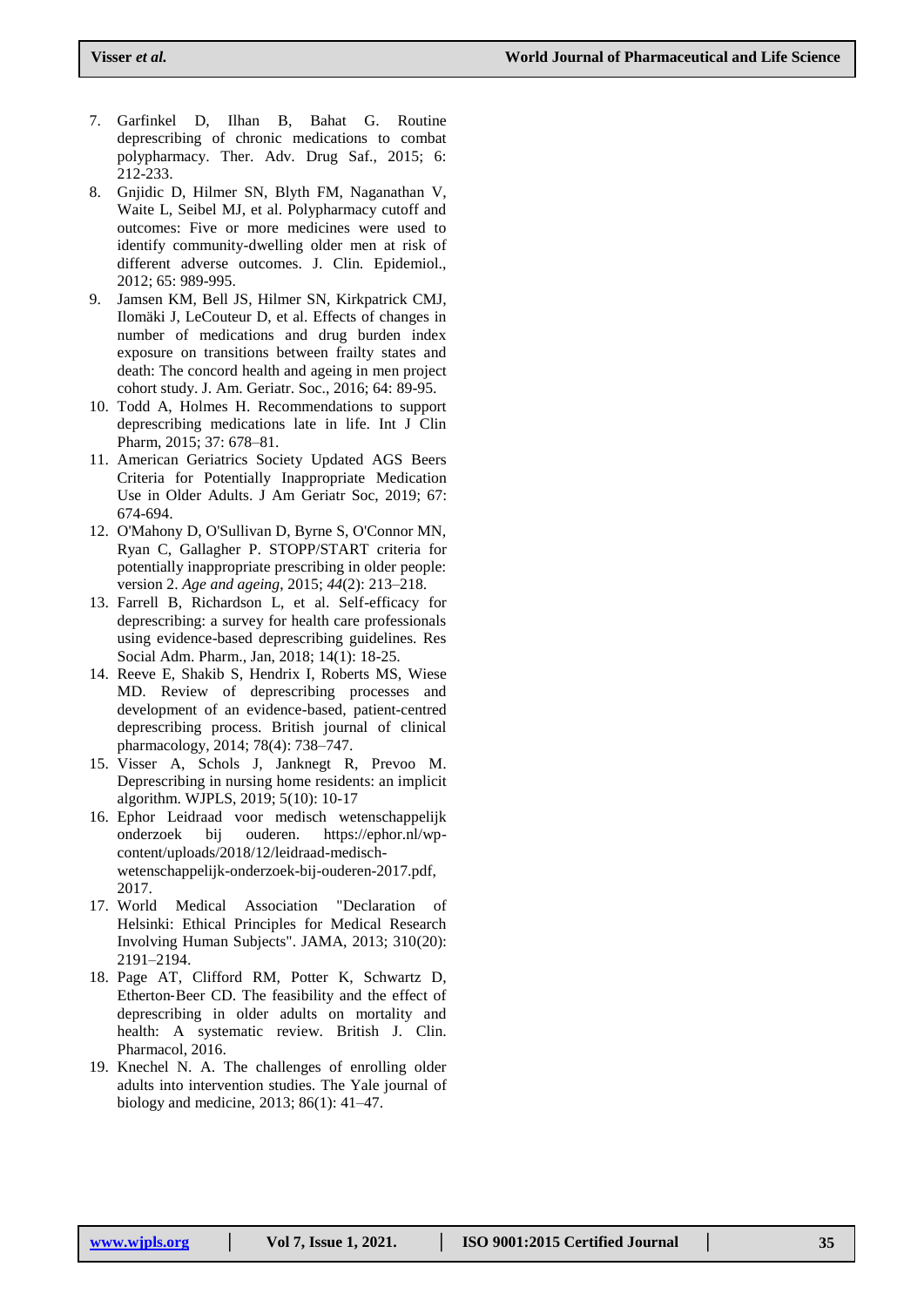7. Garfinkel D, Ilhan B, Bahat G. Routine deprescribing of chronic medications to combat polypharmacy. Ther. Adv. Drug Saf., 2015; 6: 212-233.
8. Gnjidic D, Hilmer SN, Blyth FM, Naganathan V, Waite L, Seibel MJ, et al. Polypharmacy cutoff and outcomes: Five or more medicines were used to identify community-dwelling older men at risk of different adverse outcomes. J. Clin. Epidemiol., 2012; 65: 989-995.
9. Jamsen KM, Bell JS, Hilmer SN, Kirkpatrick CMJ, Ilomäki J, LeCouteur D, et al. Effects of changes in number of medications and drug burden index exposure on transitions between frailty states and death: The concord health and ageing in men project cohort study. J. Am. Geriatr. Soc., 2016; 64: 89-95.
10. Todd A, Holmes H. Recommendations to support deprescribing medications late in life. Int J Clin Pharm, 2015; 37: 678–81.
11. American Geriatrics Society Updated AGS Beers Criteria for Potentially Inappropriate Medication Use in Older Adults. J Am Geriatr Soc, 2019; 67: 674-694.
12. O'Mahony D, O'Sullivan D, Byrne S, O'Connor MN, Ryan C, Gallagher P. STOPP/START criteria for potentially inappropriate prescribing in older people: version 2. *Age and ageing*, 2015; *44*(2): 213–218.
13. Farrell B, Richardson L, et al. Self-efficacy for deprescribing: a survey for health care professionals using evidence-based deprescribing guidelines. Res Social Adm. Pharm., Jan, 2018; 14(1): 18-25.
14. Reeve E, Shakib S, Hendrix I, Roberts MS, Wiese MD. Review of deprescribing processes and development of an evidence-based, patient-centred deprescribing process. British journal of clinical pharmacology, 2014; 78(4): 738–747.
15. Visser A, Schols J, Janknegt R, Prevoo M. Deprescribing in nursing home residents: an implicit algorithm. WJPLS, 2019; 5(10): 10-17
16. Ephor Leidraad voor medisch wetenschappelijk onderzoek bij ouderen. https://ephor.nl/wp-content/uploads/2018/12/leidraad-medisch-wetenschappelijk-onderzoek-bij-ouderen-2017.pdf, 2017.
17. World Medical Association "Declaration of Helsinki: Ethical Principles for Medical Research Involving Human Subjects". JAMA, 2013; 310(20): 2191–2194.
18. Page AT, Clifford RM, Potter K, Schwartz D, Etherton-Beer CD. The feasibility and the effect of deprescribing in older adults on mortality and health: A systematic review. British J. Clin. Pharmacol, 2016.
19. Knechel N. A. The challenges of enrolling older adults into intervention studies. The Yale journal of biology and medicine, 2013; 86(1): 41–47.